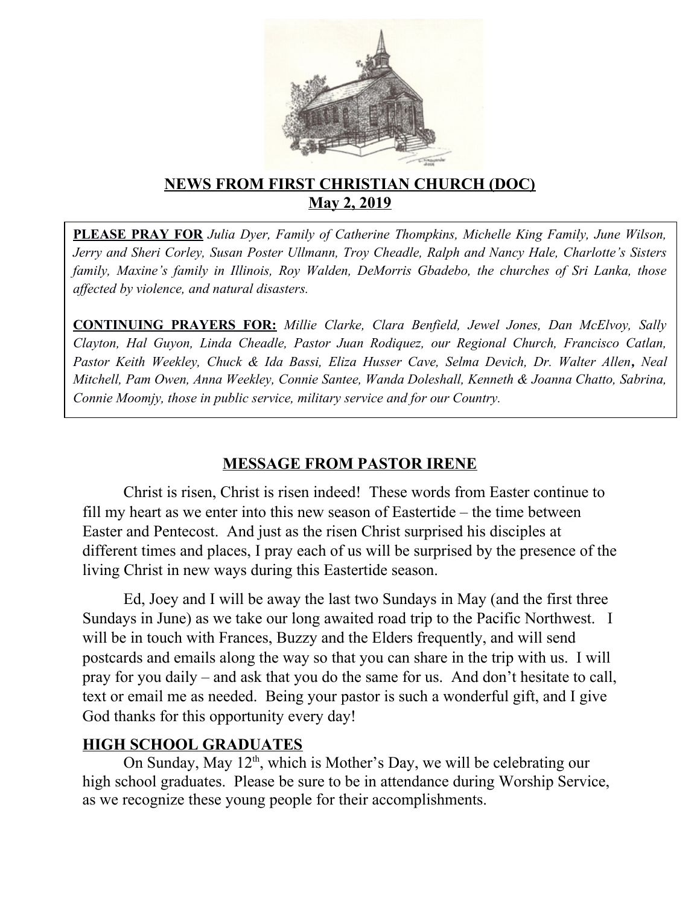**NEWS FROM FIRST CHRISTIAN CHURCH (DOC)**
**May 2, 2019**

**PLEASE PRAY FOR** *Julia Dyer, Family of Catherine Thompkins, Michelle King Family, June Wilson, Jerry and Sheri Corley, Susan Poster Ullmann, Troy Cheadle, Ralph and Nancy Hale, Charlotte's Sisters family, Maxine's family in Illinois, Roy Walden, DeMorris Gbadebo, the churches of Sri Lanka, those affected by violence, and natural disasters.*

**CONTINUING PRAYERS FOR:** *Millie Clarke, Clara Benfield, Jewel Jones, Dan McElvoy, Sally Clayton, Hal Guyon, Linda Cheadle, Pastor Juan Rodiquez, our Regional Church, Francisco Catlan, Pastor Keith Weekley, Chuck & Ida Bassi, Eliza Husser Cave, Selma Devich, Dr. Walter Allen, Neal Mitchell, Pam Owen, Anna Weekley, Connie Santee, Wanda Doleshall, Kenneth & Joanna Chatto, Sabrina, Connie Moomjy, those in public service, military service and for our Country.*

## MESSAGE FROM PASTOR IRENE

Christ is risen, Christ is risen indeed! These words from Easter continue to fill my heart as we enter into this new season of Eastertide – the time between Easter and Pentecost. And just as the risen Christ surprised his disciples at different times and places, I pray each of us will be surprised by the presence of the living Christ in new ways during this Eastertide season.

Ed, Joey and I will be away the last two Sundays in May (and the first three Sundays in June) as we take our long awaited road trip to the Pacific Northwest. I will be in touch with Frances, Buzzy and the Elders frequently, and will send postcards and emails along the way so that you can share in the trip with us. I will pray for you daily – and ask that you do the same for us. And don't hesitate to call, text or email me as needed. Being your pastor is such a wonderful gift, and I give God thanks for this opportunity every day!

## HIGH SCHOOL GRADUATES

On Sunday, May 12th, which is Mother's Day, we will be celebrating our high school graduates. Please be sure to be in attendance during Worship Service, as we recognize these young people for their accomplishments.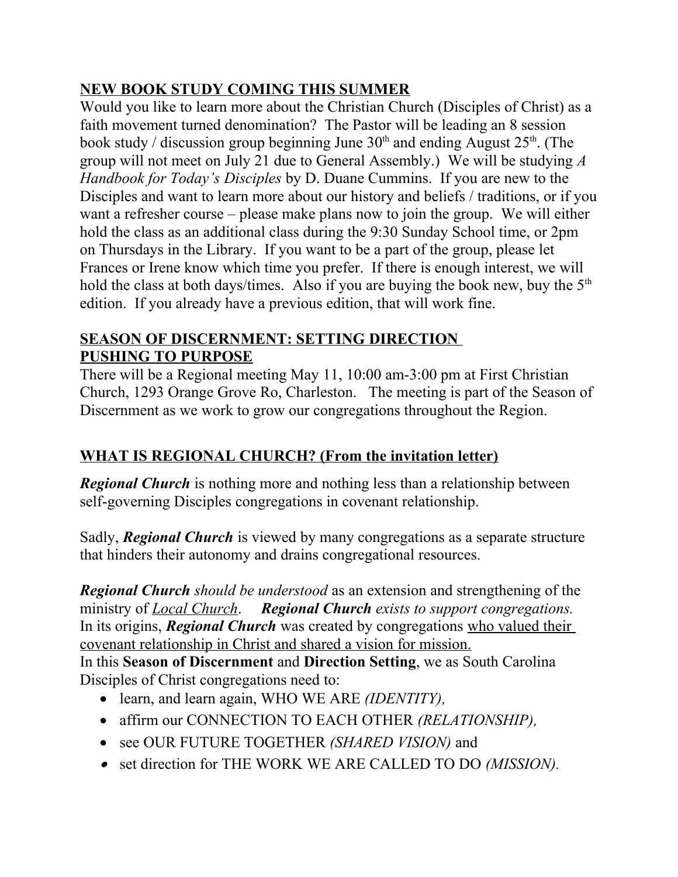## NEW BOOK STUDY COMING THIS SUMMER

Would you like to learn more about the Christian Church (Disciples of Christ) as a faith movement turned denomination? The Pastor will be leading an 8 session book study / discussion group beginning June 30th and ending August 25th. (The group will not meet on July 21 due to General Assembly.) We will be studying *A Handbook for Today's Disciples* by D. Duane Cummins. If you are new to the Disciples and want to learn more about our history and beliefs / traditions, or if you want a refresher course – please make plans now to join the group. We will either hold the class as an additional class during the 9:30 Sunday School time, or 2pm on Thursdays in the Library. If you want to be a part of the group, please let Frances or Irene know which time you prefer. If there is enough interest, we will hold the class at both days/times. Also if you are buying the book new, buy the 5th edition. If you already have a previous edition, that will work fine.

## SEASON OF DISCERNMENT: SETTING DIRECTION PUSHING TO PURPOSE

There will be a Regional meeting May 11, 10:00 am-3:00 pm at First Christian Church, 1293 Orange Grove Ro, Charleston. The meeting is part of the Season of Discernment as we work to grow our congregations throughout the Region.

## WHAT IS REGIONAL CHURCH? (From the invitation letter)

***Regional Church*** is nothing more and nothing less than a relationship between self-governing Disciples congregations in covenant relationship.

Sadly, ***Regional Church*** is viewed by many congregations as a separate structure that hinders their autonomy and drains congregational resources.

***Regional Church*** *should be understood* as an extension and strengthening of the ministry of *Local Church*. ***Regional Church*** *exists to support congregations.* In its origins, ***Regional Church*** was created by congregations who valued their covenant relationship in Christ and shared a vision for mission.

In this **Season of Discernment** and **Direction Setting**, we as South Carolina Disciples of Christ congregations need to:

- learn, and learn again, WHO WE ARE *(IDENTITY),*
- affirm our CONNECTION TO EACH OTHER *(RELATIONSHIP),*
- see OUR FUTURE TOGETHER *(SHARED VISION)* and
- set direction for THE WORK WE ARE CALLED TO DO *(MISSION).*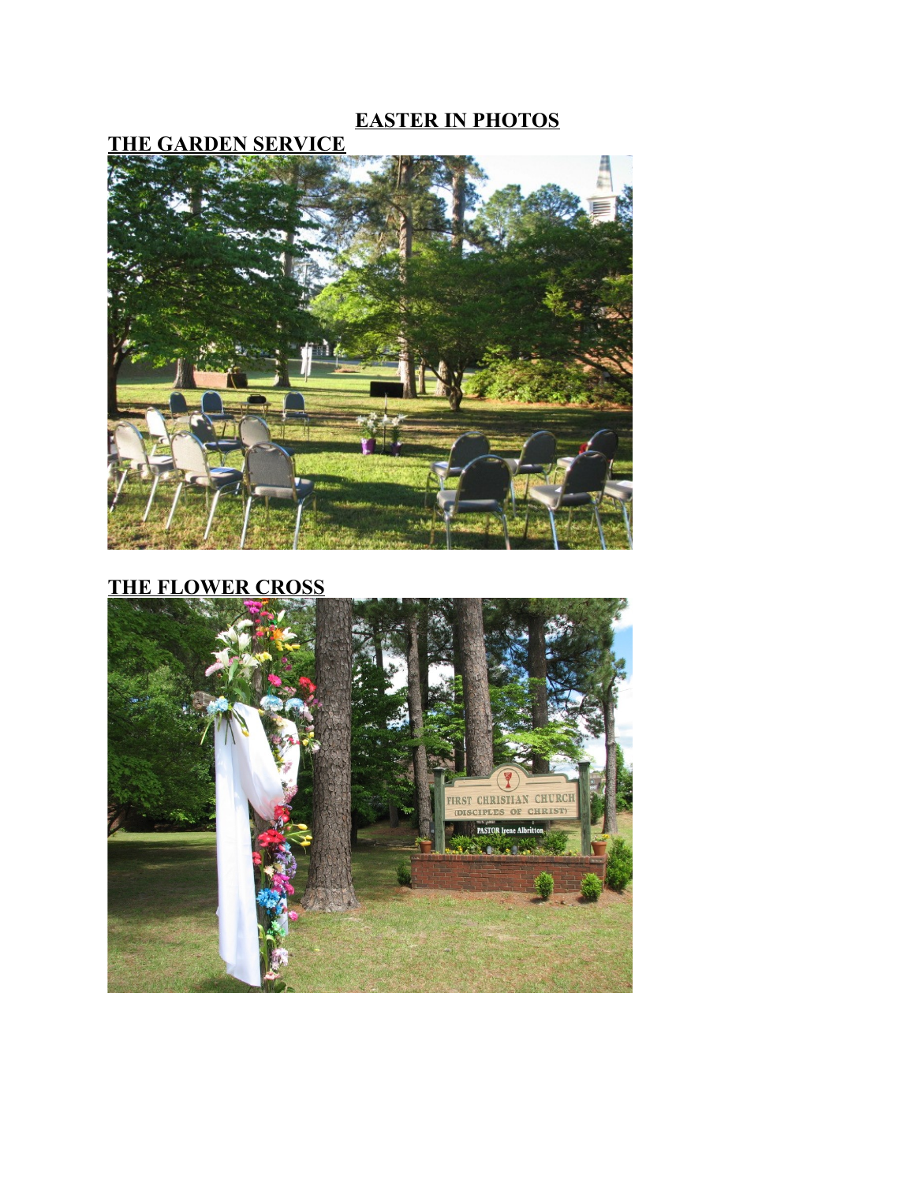# EASTER IN PHOTOS

## THE GARDEN SERVICE

## THE FLOWER CROSS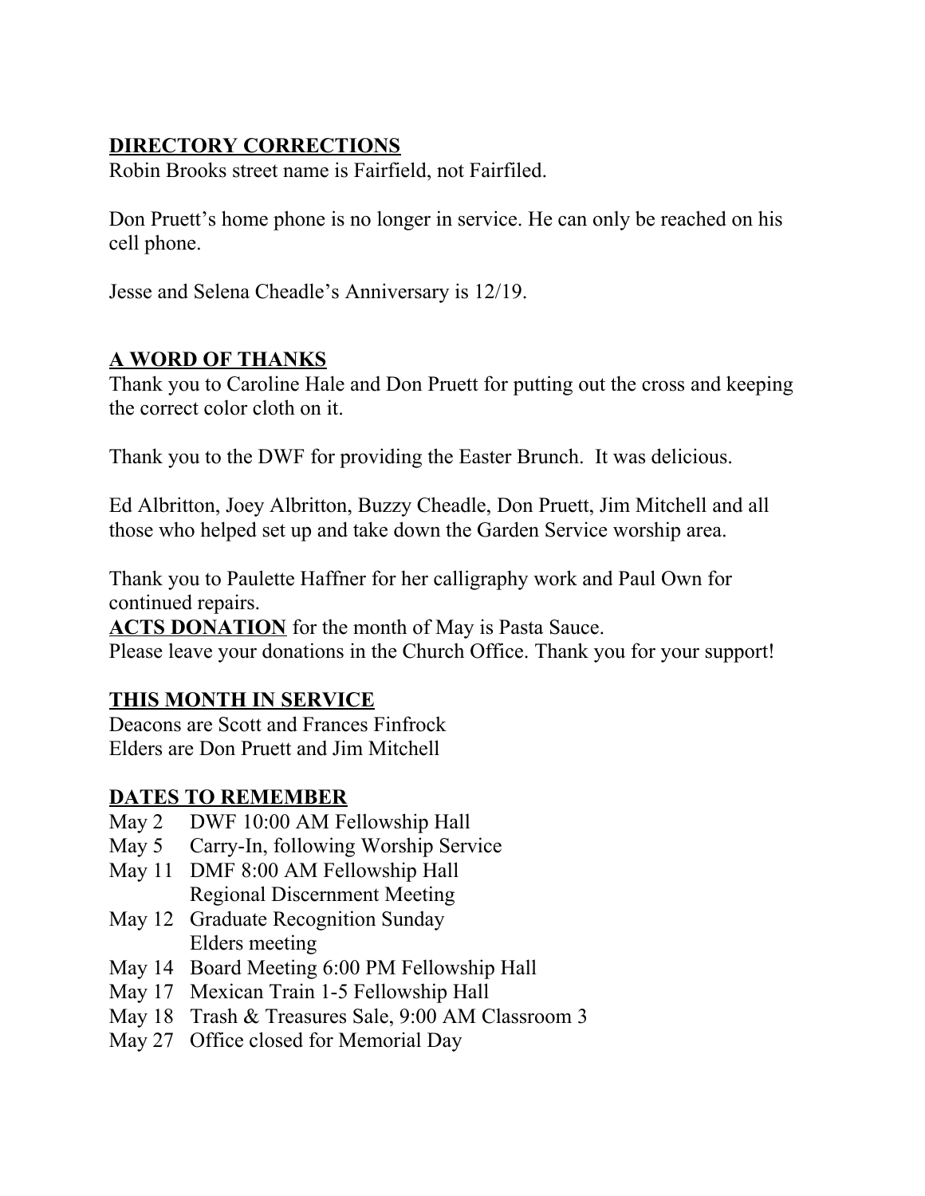## DIRECTORY CORRECTIONS

Robin Brooks street name is Fairfield, not Fairfiled.

Don Pruett's home phone is no longer in service. He can only be reached on his cell phone.

Jesse and Selena Cheadle's Anniversary is 12/19.

## A WORD OF THANKS

Thank you to Caroline Hale and Don Pruett for putting out the cross and keeping the correct color cloth on it.

Thank you to the DWF for providing the Easter Brunch.  It was delicious.

Ed Albritton, Joey Albritton, Buzzy Cheadle, Don Pruett, Jim Mitchell and all those who helped set up and take down the Garden Service worship area.

Thank you to Paulette Haffner for her calligraphy work and Paul Own for continued repairs.

**ACTS DONATION** for the month of May is Pasta Sauce.
Please leave your donations in the Church Office. Thank you for your support!

## THIS MONTH IN SERVICE

Deacons are Scott and Frances Finfrock
Elders are Don Pruett and Jim Mitchell

## DATES TO REMEMBER

- May 2 DWF 10:00 AM Fellowship Hall
- May 5 Carry-In, following Worship Service
- May 11 DMF 8:00 AM Fellowship Hall
  Regional Discernment Meeting
- May 12 Graduate Recognition Sunday
  Elders meeting
- May 14 Board Meeting 6:00 PM Fellowship Hall
- May 17 Mexican Train 1-5 Fellowship Hall
- May 18 Trash & Treasures Sale, 9:00 AM Classroom 3
- May 27 Office closed for Memorial Day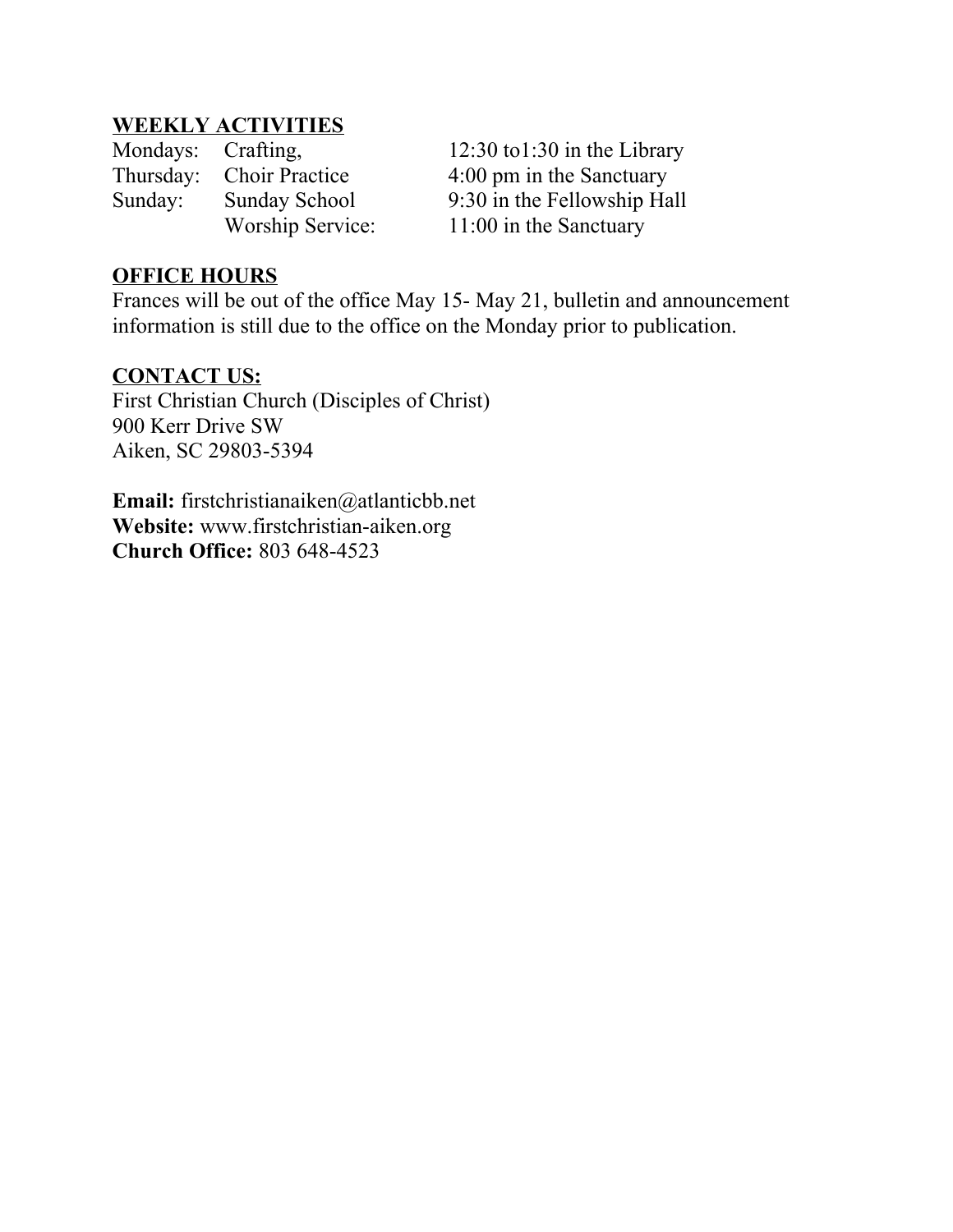## WEEKLY ACTIVITIES

| | | |
|---|---|---|
| Mondays: | Crafting, | 12:30 to1:30 in the Library |
| Thursday: | Choir Practice | 4:00 pm in the Sanctuary |
| Sunday: | Sunday School | 9:30 in the Fellowship Hall |
| | Worship Service: | 11:00 in the Sanctuary |

## OFFICE HOURS

Frances will be out of the office May 15- May 21, bulletin and announcement information is still due to the office on the Monday prior to publication.

## CONTACT US:

First Christian Church (Disciples of Christ)
900 Kerr Drive SW
Aiken, SC 29803-5394

**Email:** firstchristianaiken@atlanticbb.net
**Website:** www.firstchristian-aiken.org
**Church Office:** 803 648-4523